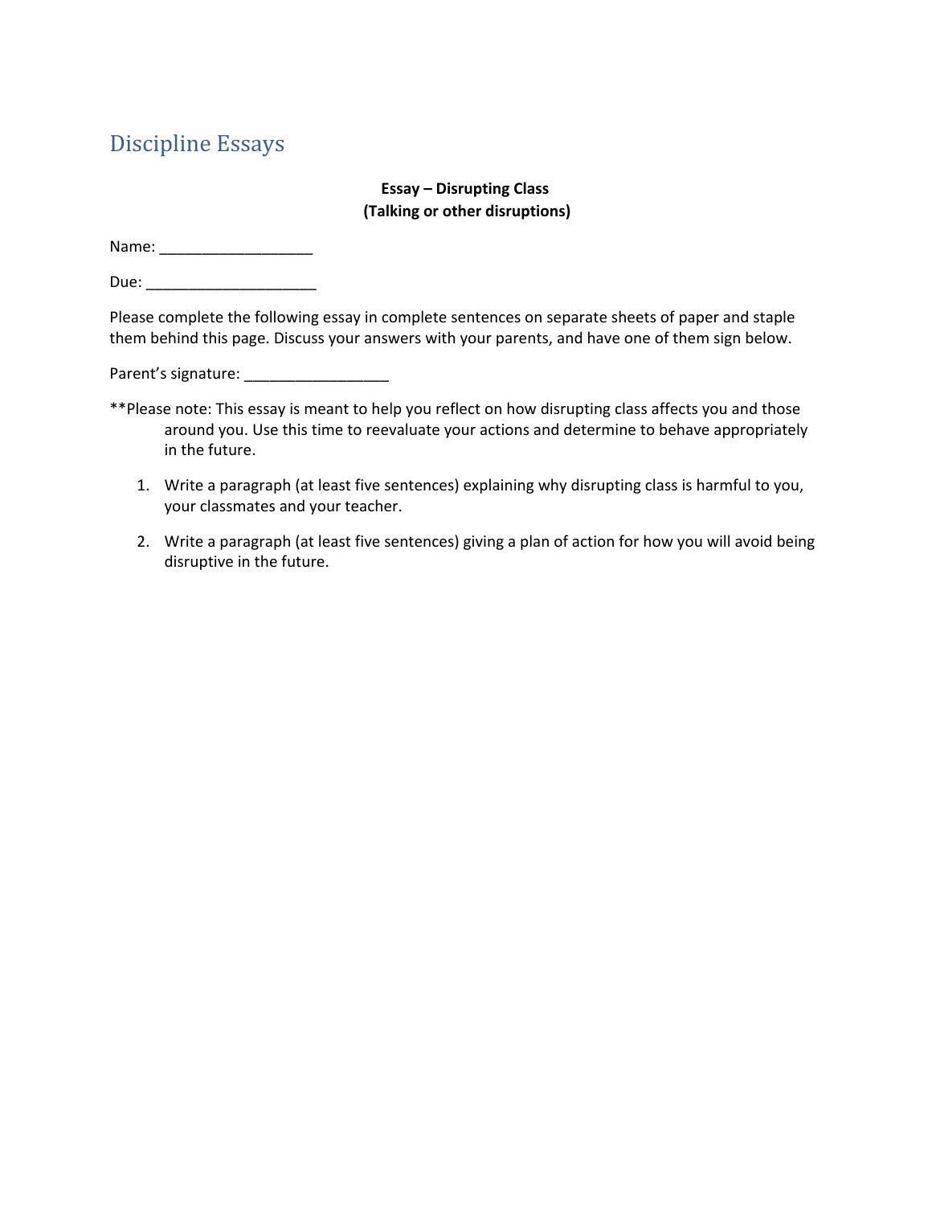# Discipline Essays

**Essay – Disrupting Class**
**(Talking or other disruptions)**

Name: ___________________

Due: _____________________

Please complete the following essay in complete sentences on separate sheets of paper and staple them behind this page. Discuss your answers with your parents, and have one of them sign below.

Parent's signature: _________________

**Please note: This essay is meant to help you reflect on how disrupting class affects you and those around you. Use this time to reevaluate your actions and determine to behave appropriately in the future.

1. Write a paragraph (at least five sentences) explaining why disrupting class is harmful to you, your classmates and your teacher.
2. Write a paragraph (at least five sentences) giving a plan of action for how you will avoid being disruptive in the future.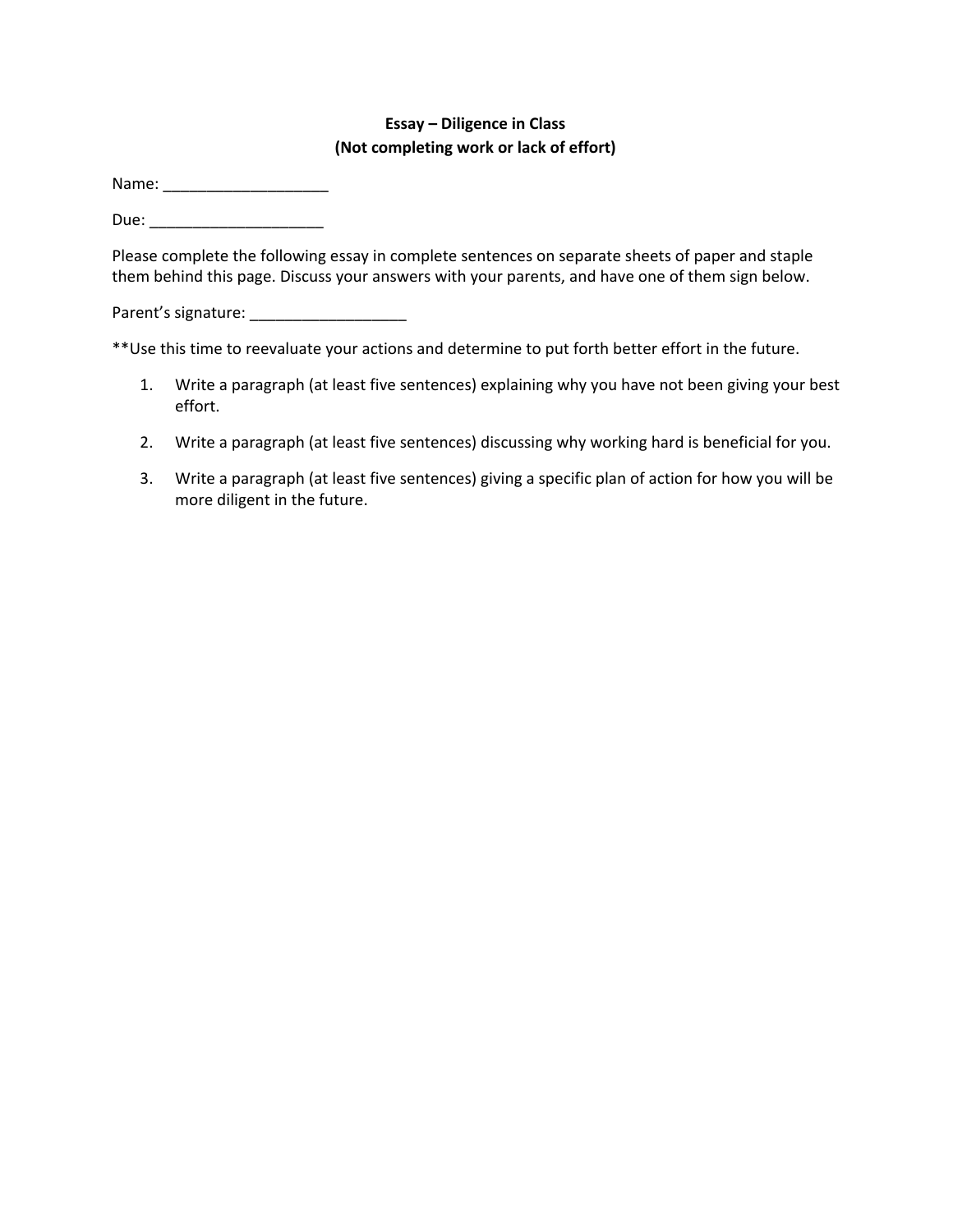**Essay – Diligence in Class**
**(Not completing work or lack of effort)**

Name: ___________________

Due: ____________________

Please complete the following essay in complete sentences on separate sheets of paper and staple them behind this page. Discuss your answers with your parents, and have one of them sign below.

Parent's signature: __________________

**Use this time to reevaluate your actions and determine to put forth better effort in the future.

1. Write a paragraph (at least five sentences) explaining why you have not been giving your best effort.
2. Write a paragraph (at least five sentences) discussing why working hard is beneficial for you.
3. Write a paragraph (at least five sentences) giving a specific plan of action for how you will be more diligent in the future.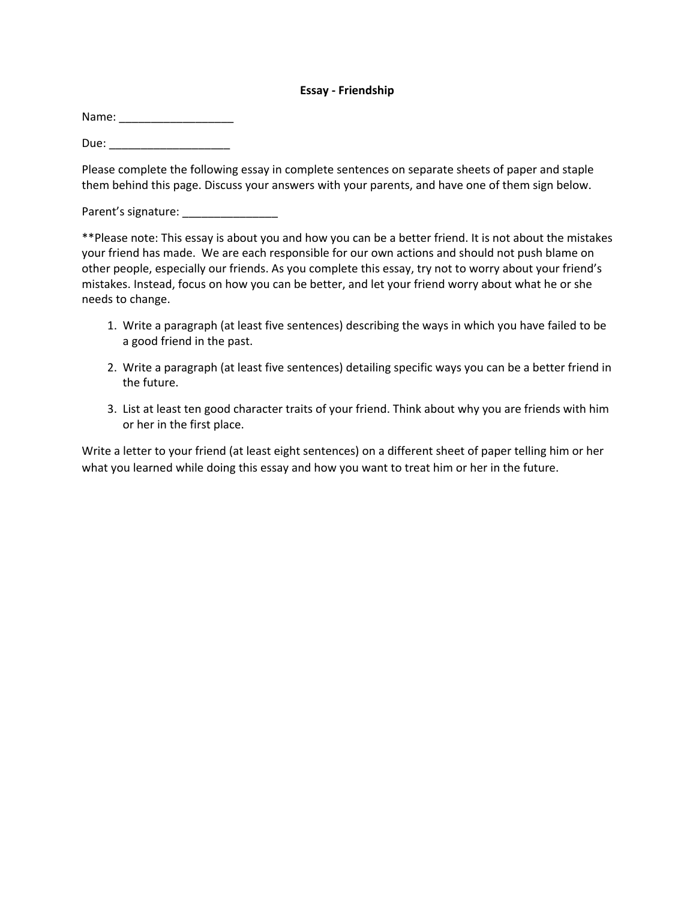**Essay - Friendship**

Name: ___________________

Due: ____________________

Please complete the following essay in complete sentences on separate sheets of paper and staple them behind this page. Discuss your answers with your parents, and have one of them sign below.

Parent's signature: _______________

**Please note: This essay is about you and how you can be a better friend. It is not about the mistakes your friend has made. We are each responsible for our own actions and should not push blame on other people, especially our friends. As you complete this essay, try not to worry about your friend's mistakes. Instead, focus on how you can be better, and let your friend worry about what he or she needs to change.

1. Write a paragraph (at least five sentences) describing the ways in which you have failed to be a good friend in the past.
2. Write a paragraph (at least five sentences) detailing specific ways you can be a better friend in the future.
3. List at least ten good character traits of your friend. Think about why you are friends with him or her in the first place.

Write a letter to your friend (at least eight sentences) on a different sheet of paper telling him or her what you learned while doing this essay and how you want to treat him or her in the future.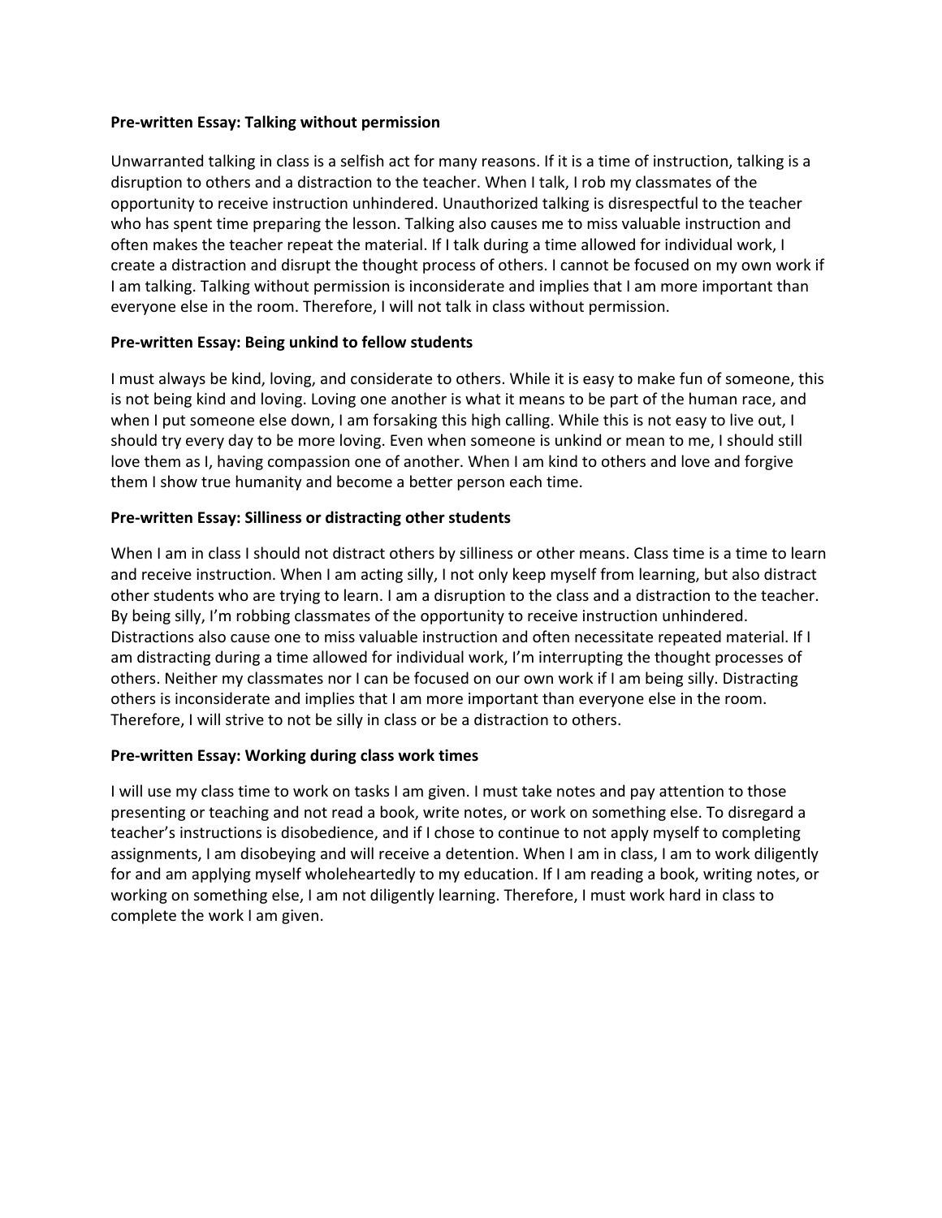**Pre-written Essay: Talking without permission**

Unwarranted talking in class is a selfish act for many reasons. If it is a time of instruction, talking is a disruption to others and a distraction to the teacher. When I talk, I rob my classmates of the opportunity to receive instruction unhindered. Unauthorized talking is disrespectful to the teacher who has spent time preparing the lesson. Talking also causes me to miss valuable instruction and often makes the teacher repeat the material. If I talk during a time allowed for individual work, I create a distraction and disrupt the thought process of others. I cannot be focused on my own work if I am talking. Talking without permission is inconsiderate and implies that I am more important than everyone else in the room. Therefore, I will not talk in class without permission.

**Pre-written Essay: Being unkind to fellow students**

I must always be kind, loving, and considerate to others. While it is easy to make fun of someone, this is not being kind and loving. Loving one another is what it means to be part of the human race, and when I put someone else down, I am forsaking this high calling. While this is not easy to live out, I should try every day to be more loving. Even when someone is unkind or mean to me, I should still love them as I, having compassion one of another. When I am kind to others and love and forgive them I show true humanity and become a better person each time.

**Pre-written Essay: Silliness or distracting other students**

When I am in class I should not distract others by silliness or other means. Class time is a time to learn and receive instruction. When I am acting silly, I not only keep myself from learning, but also distract other students who are trying to learn. I am a disruption to the class and a distraction to the teacher. By being silly, I'm robbing classmates of the opportunity to receive instruction unhindered. Distractions also cause one to miss valuable instruction and often necessitate repeated material. If I am distracting during a time allowed for individual work, I'm interrupting the thought processes of others. Neither my classmates nor I can be focused on our own work if I am being silly. Distracting others is inconsiderate and implies that I am more important than everyone else in the room. Therefore, I will strive to not be silly in class or be a distraction to others.

**Pre-written Essay: Working during class work times**

I will use my class time to work on tasks I am given. I must take notes and pay attention to those presenting or teaching and not read a book, write notes, or work on something else. To disregard a teacher's instructions is disobedience, and if I chose to continue to not apply myself to completing assignments, I am disobeying and will receive a detention. When I am in class, I am to work diligently for and am applying myself wholeheartedly to my education. If I am reading a book, writing notes, or working on something else, I am not diligently learning. Therefore, I must work hard in class to complete the work I am given.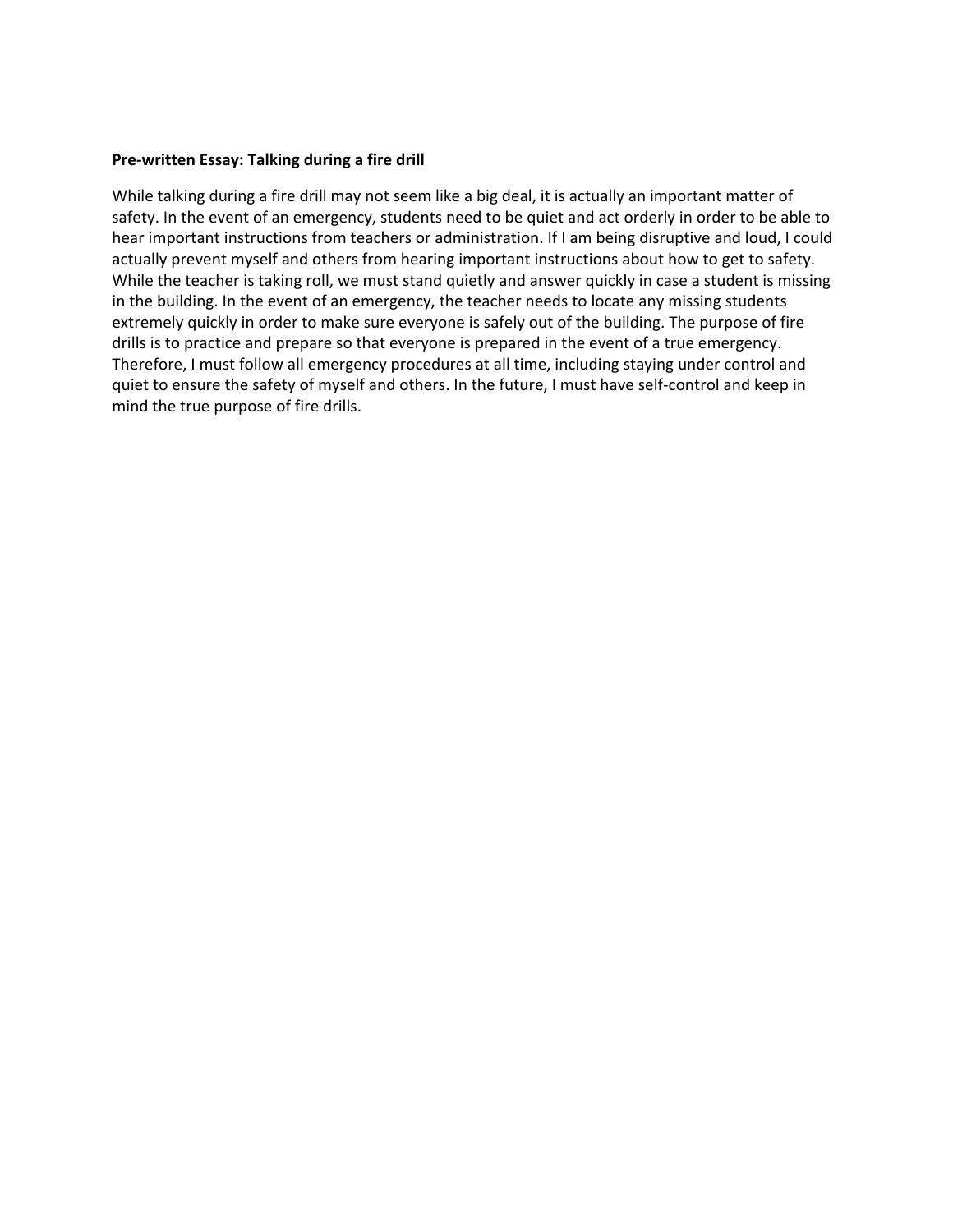**Pre-written Essay: Talking during a fire drill**

While talking during a fire drill may not seem like a big deal, it is actually an important matter of safety. In the event of an emergency, students need to be quiet and act orderly in order to be able to hear important instructions from teachers or administration. If I am being disruptive and loud, I could actually prevent myself and others from hearing important instructions about how to get to safety. While the teacher is taking roll, we must stand quietly and answer quickly in case a student is missing in the building. In the event of an emergency, the teacher needs to locate any missing students extremely quickly in order to make sure everyone is safely out of the building. The purpose of fire drills is to practice and prepare so that everyone is prepared in the event of a true emergency. Therefore, I must follow all emergency procedures at all time, including staying under control and quiet to ensure the safety of myself and others. In the future, I must have self-control and keep in mind the true purpose of fire drills.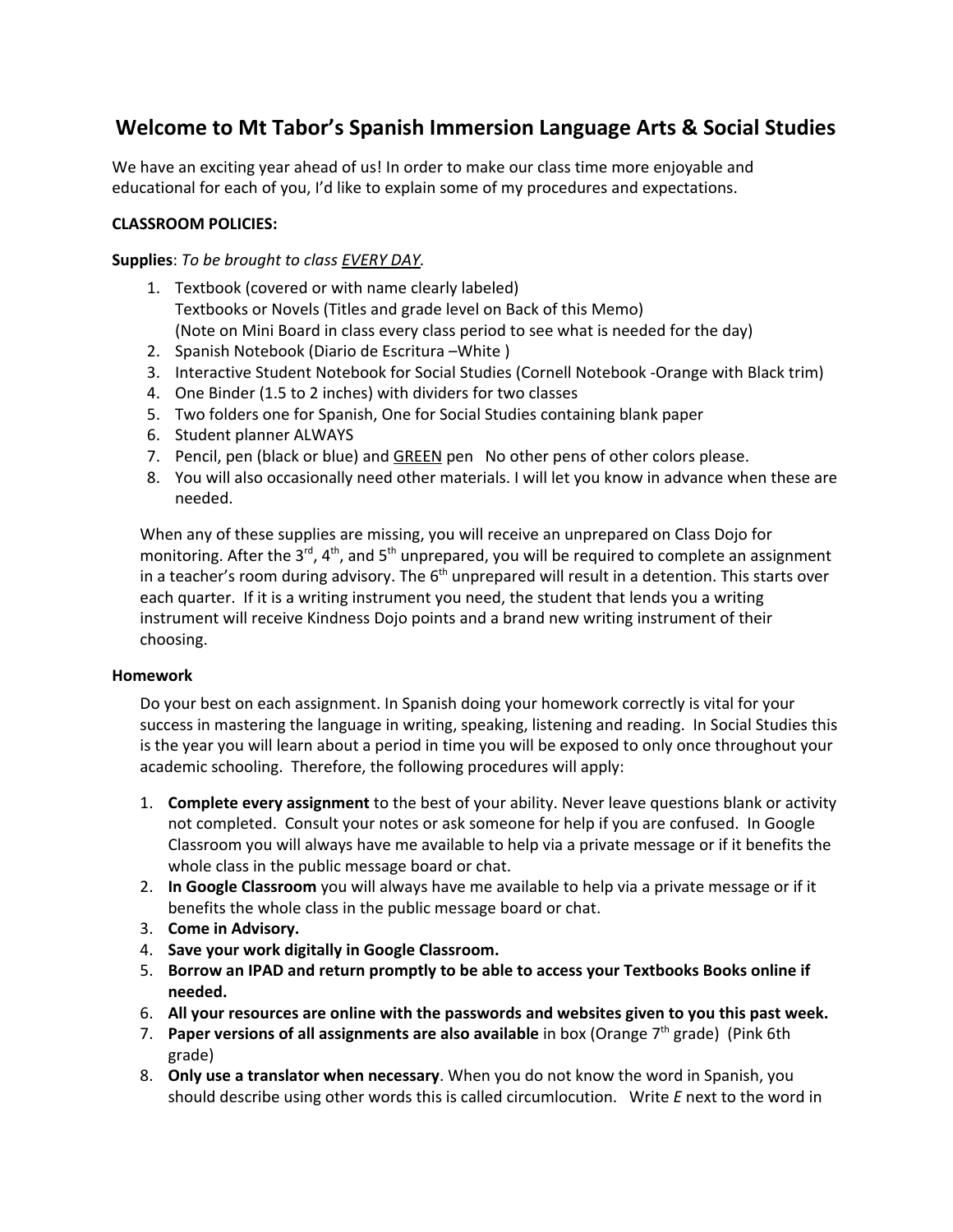# Welcome to Mt Tabor's Spanish Immersion Language Arts & Social Studies

We have an exciting year ahead of us! In order to make our class time more enjoyable and educational for each of you, I'd like to explain some of my procedures and expectations.

**CLASSROOM POLICIES:**

**Supplies**: *To be brought to class EVERY DAY.*

1. Textbook (covered or with name clearly labeled)
   Textbooks or Novels (Titles and grade level on Back of this Memo)
   (Note on Mini Board in class every class period to see what is needed for the day)
2. Spanish Notebook (Diario de Escritura –White )
3. Interactive Student Notebook for Social Studies (Cornell Notebook -Orange with Black trim)
4. One Binder (1.5 to 2 inches) with dividers for two classes
5. Two folders one for Spanish, One for Social Studies containing blank paper
6. Student planner ALWAYS
7. Pencil, pen (black or blue) and GREEN pen No other pens of other colors please.
8. You will also occasionally need other materials. I will let you know in advance when these are needed.

When any of these supplies are missing, you will receive an unprepared on Class Dojo for monitoring. After the 3rd, 4th, and 5th unprepared, you will be required to complete an assignment in a teacher's room during advisory. The 6th unprepared will result in a detention. This starts over each quarter. If it is a writing instrument you need, the student that lends you a writing instrument will receive Kindness Dojo points and a brand new writing instrument of their choosing.

**Homework**

Do your best on each assignment. In Spanish doing your homework correctly is vital for your success in mastering the language in writing, speaking, listening and reading. In Social Studies this is the year you will learn about a period in time you will be exposed to only once throughout your academic schooling. Therefore, the following procedures will apply:

1. **Complete every assignment** to the best of your ability. Never leave questions blank or activity not completed. Consult your notes or ask someone for help if you are confused. In Google Classroom you will always have me available to help via a private message or if it benefits the whole class in the public message board or chat.
2. **In Google Classroom** you will always have me available to help via a private message or if it benefits the whole class in the public message board or chat.
3. **Come in Advisory.**
4. **Save your work digitally in Google Classroom.**
5. **Borrow an IPAD and return promptly to be able to access your Textbooks Books online if needed.**
6. **All your resources are online with the passwords and websites given to you this past week.**
7. **Paper versions of all assignments are also available** in box (Orange 7th grade) (Pink 6th grade)
8. **Only use a translator when necessary**. When you do not know the word in Spanish, you should describe using other words this is called circumlocution. Write *E* next to the word in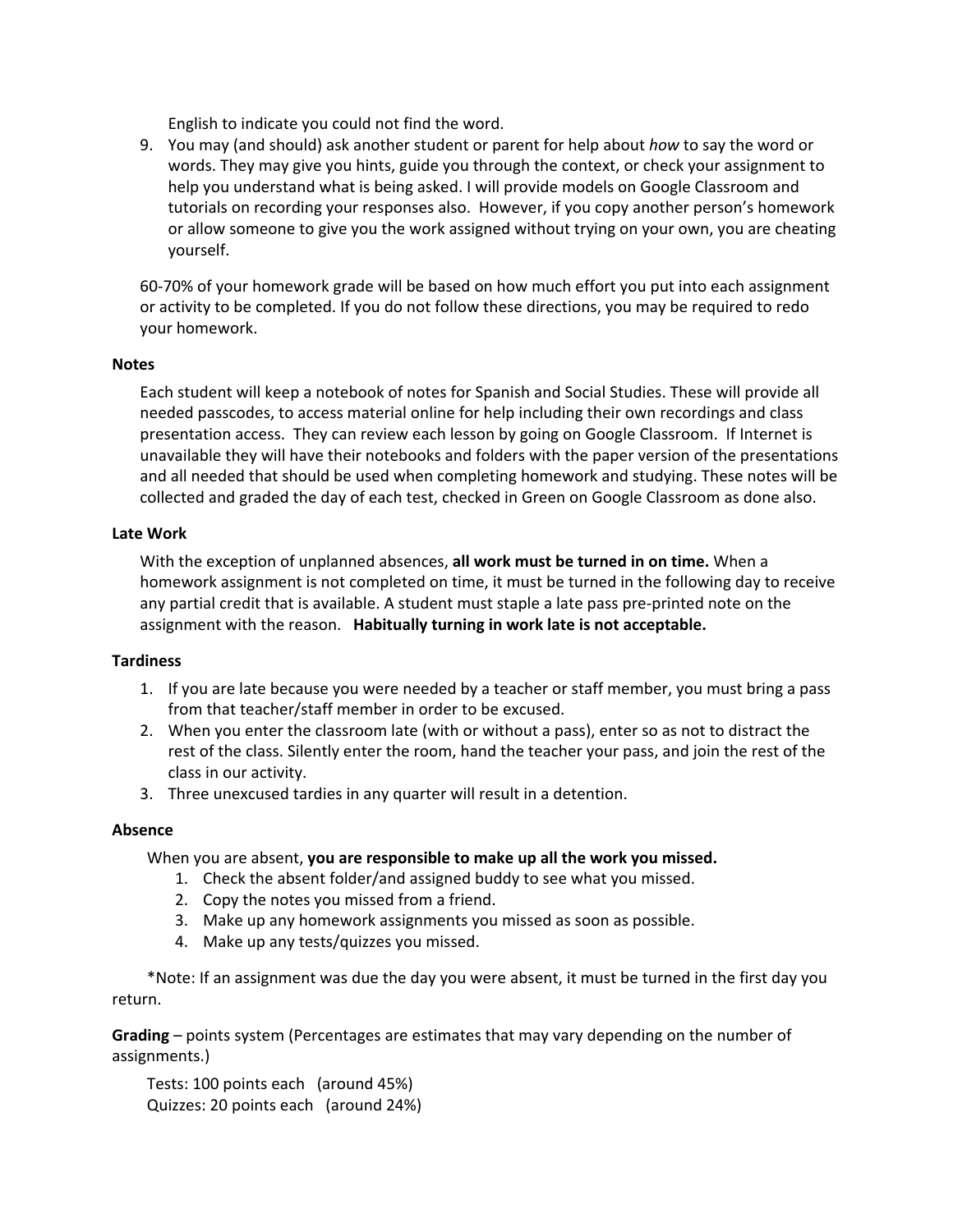English to indicate you could not find the word.

9. You may (and should) ask another student or parent for help about *how* to say the word or words. They may give you hints, guide you through the context, or check your assignment to help you understand what is being asked. I will provide models on Google Classroom and tutorials on recording your responses also. However, if you copy another person's homework or allow someone to give you the work assigned without trying on your own, you are cheating yourself.

60-70% of your homework grade will be based on how much effort you put into each assignment or activity to be completed. If you do not follow these directions, you may be required to redo your homework.

**Notes**

Each student will keep a notebook of notes for Spanish and Social Studies. These will provide all needed passcodes, to access material online for help including their own recordings and class presentation access. They can review each lesson by going on Google Classroom. If Internet is unavailable they will have their notebooks and folders with the paper version of the presentations and all needed that should be used when completing homework and studying. These notes will be collected and graded the day of each test, checked in Green on Google Classroom as done also.

**Late Work**

With the exception of unplanned absences, **all work must be turned in on time.** When a homework assignment is not completed on time, it must be turned in the following day to receive any partial credit that is available. A student must staple a late pass pre-printed note on the assignment with the reason. **Habitually turning in work late is not acceptable.**

**Tardiness**

1. If you are late because you were needed by a teacher or staff member, you must bring a pass from that teacher/staff member in order to be excused.
2. When you enter the classroom late (with or without a pass), enter so as not to distract the rest of the class. Silently enter the room, hand the teacher your pass, and join the rest of the class in our activity.
3. Three unexcused tardies in any quarter will result in a detention.

**Absence**

When you are absent, **you are responsible to make up all the work you missed.**

1. Check the absent folder/and assigned buddy to see what you missed.
2. Copy the notes you missed from a friend.
3. Make up any homework assignments you missed as soon as possible.
4. Make up any tests/quizzes you missed.

*Note: If an assignment was due the day you were absent, it must be turned in the first day you return.

**Grading** – points system (Percentages are estimates that may vary depending on the number of assignments.)

Tests: 100 points each (around 45%)
Quizzes: 20 points each (around 24%)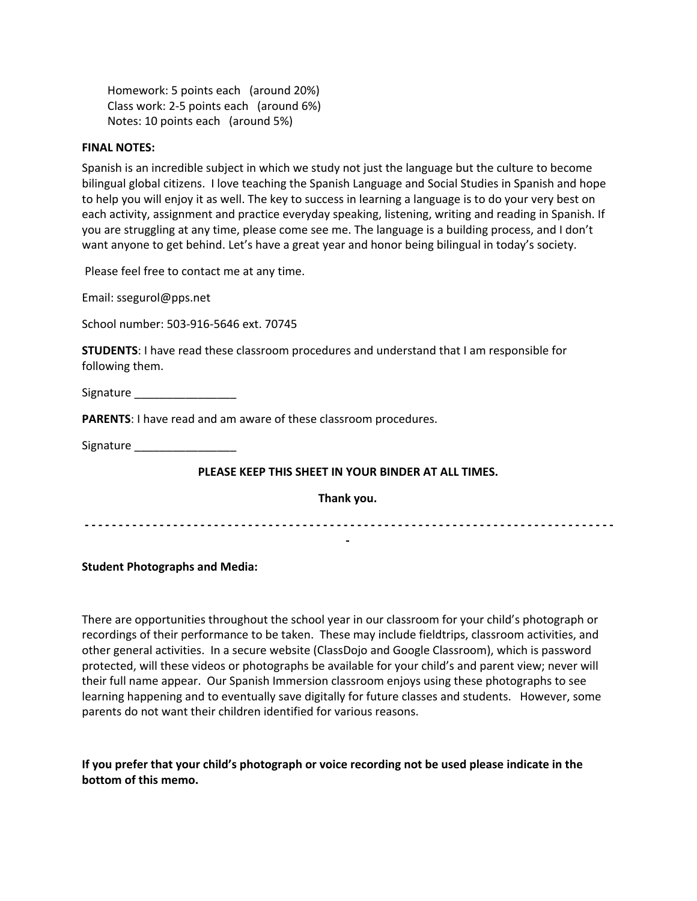Homework: 5 points each (around 20%)
Class work: 2-5 points each (around 6%)
Notes: 10 points each (around 5%)

**FINAL NOTES:**

Spanish is an incredible subject in which we study not just the language but the culture to become bilingual global citizens. I love teaching the Spanish Language and Social Studies in Spanish and hope to help you will enjoy it as well. The key to success in learning a language is to do your very best on each activity, assignment and practice everyday speaking, listening, writing and reading in Spanish. If you are struggling at any time, please come see me. The language is a building process, and I don't want anyone to get behind. Let's have a great year and honor being bilingual in today's society.

Please feel free to contact me at any time.

Email: ssegurol@pps.net

School number: 503-916-5646 ext. 70745

**STUDENTS**: I have read these classroom procedures and understand that I am responsible for following them.

Signature ________________

**PARENTS**: I have read and am aware of these classroom procedures.

Signature ________________

**PLEASE KEEP THIS SHEET IN YOUR BINDER AT ALL TIMES.**

**Thank you.**

- - - - - - - - - - - - - - - - - - - - - - - - - - - - - - - - - - - - - - - - - - - - - - - - - - - - - - - - - - - - - - - - - - - - - - - - - - - - - - - - -

**Student Photographs and Media:**

There are opportunities throughout the school year in our classroom for your child's photograph or recordings of their performance to be taken. These may include fieldtrips, classroom activities, and other general activities. In a secure website (ClassDojo and Google Classroom), which is password protected, will these videos or photographs be available for your child's and parent view; never will their full name appear. Our Spanish Immersion classroom enjoys using these photographs to see learning happening and to eventually save digitally for future classes and students. However, some parents do not want their children identified for various reasons.

**If you prefer that your child's photograph or voice recording not be used please indicate in the bottom of this memo.**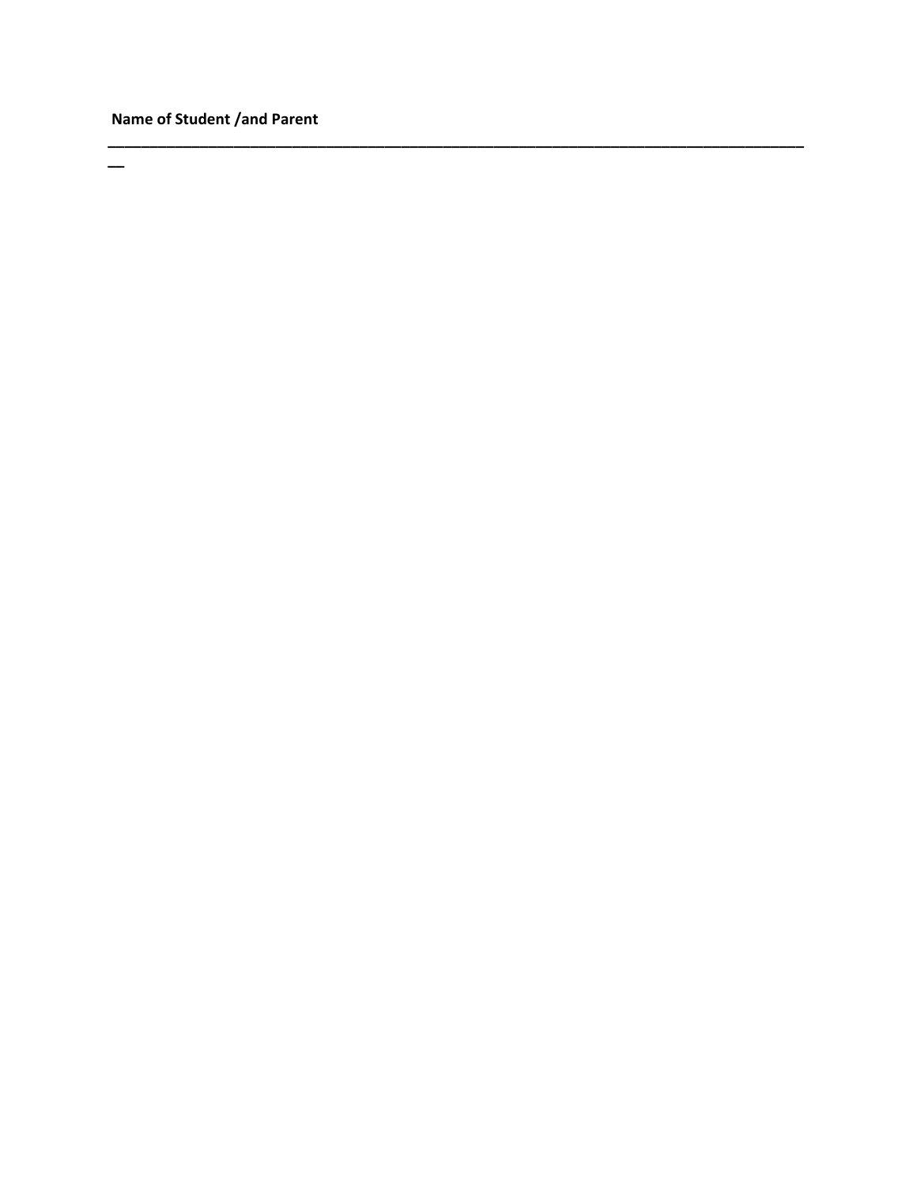**Name of Student /and Parent**

______________________________________________________________________________

__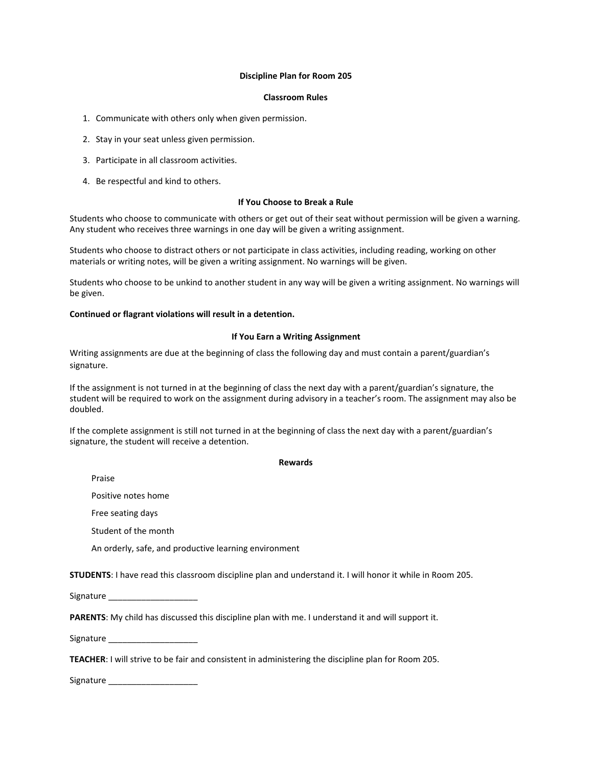## Discipline Plan for Room 205

### Classroom Rules

1. Communicate with others only when given permission.
2. Stay in your seat unless given permission.
3. Participate in all classroom activities.
4. Be respectful and kind to others.

### If You Choose to Break a Rule

Students who choose to communicate with others or get out of their seat without permission will be given a warning. Any student who receives three warnings in one day will be given a writing assignment.

Students who choose to distract others or not participate in class activities, including reading, working on other materials or writing notes, will be given a writing assignment. No warnings will be given.

Students who choose to be unkind to another student in any way will be given a writing assignment. No warnings will be given.

**Continued or flagrant violations will result in a detention.**

### If You Earn a Writing Assignment

Writing assignments are due at the beginning of class the following day and must contain a parent/guardian's signature.

If the assignment is not turned in at the beginning of class the next day with a parent/guardian's signature, the student will be required to work on the assignment during advisory in a teacher's room. The assignment may also be doubled.

If the complete assignment is still not turned in at the beginning of class the next day with a parent/guardian's signature, the student will receive a detention.

### Rewards

- Praise
- Positive notes home
- Free seating days
- Student of the month
- An orderly, safe, and productive learning environment

**STUDENTS**: I have read this classroom discipline plan and understand it. I will honor it while in Room 205.

Signature ___________________

**PARENTS**: My child has discussed this discipline plan with me. I understand it and will support it.

Signature ___________________

**TEACHER**: I will strive to be fair and consistent in administering the discipline plan for Room 205.

Signature ___________________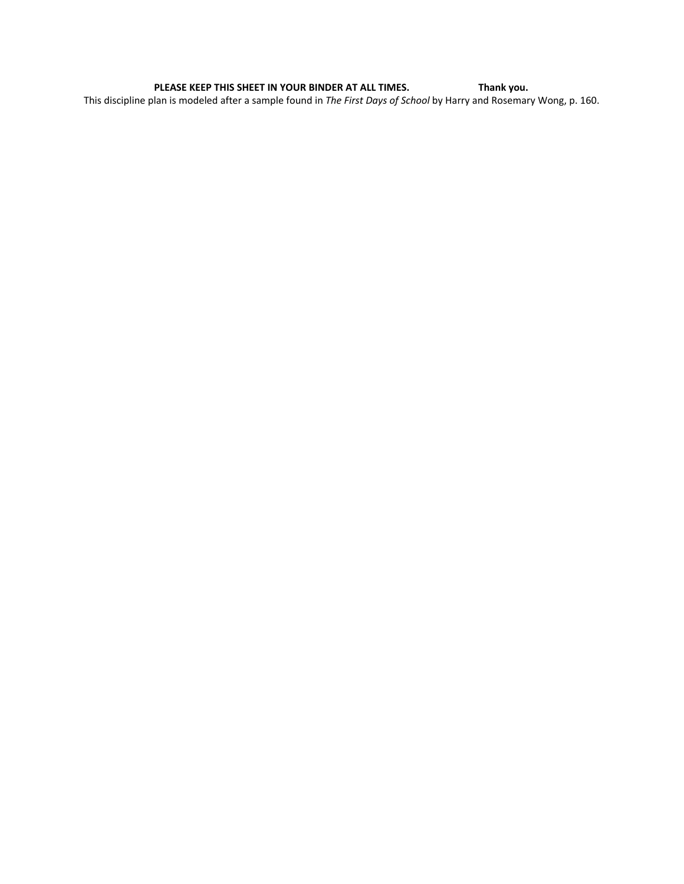**PLEASE KEEP THIS SHEET IN YOUR BINDER AT ALL TIMES. Thank you.**

This discipline plan is modeled after a sample found in *The First Days of School* by Harry and Rosemary Wong, p. 160.